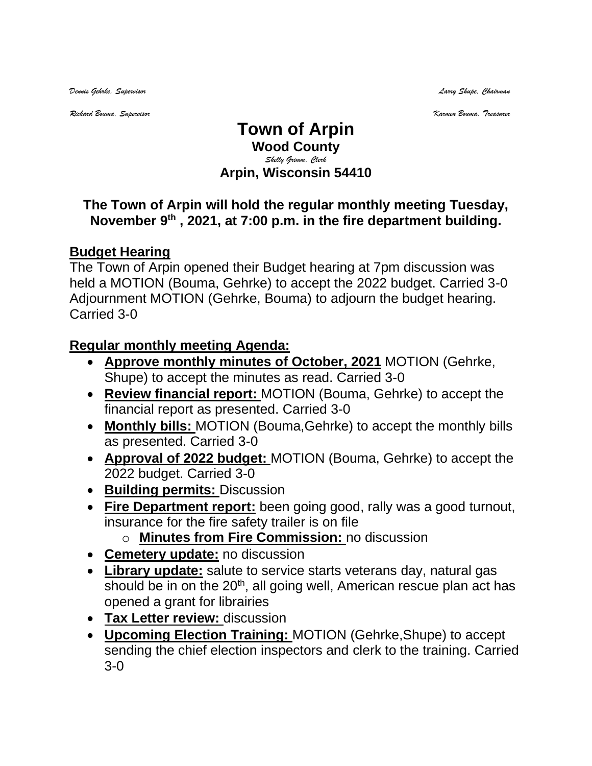*Dennis Gehrke, Supervisor* *Larry Shupe, Chairman*

*Richard Bouma, Supervisor* *Karmen Bouma, Treasurer*

# Town of Arpin

**Wood County**

*Shelly Grimm, Clerk*

**Arpin, Wisconsin 54410**

**The Town of Arpin will hold the regular monthly meeting Tuesday, November 9th , 2021, at 7:00 p.m. in the fire department building.**

## Budget Hearing

The Town of Arpin opened their Budget hearing at 7pm discussion was held a MOTION (Bouma, Gehrke) to accept the 2022 budget. Carried 3-0 Adjournment MOTION (Gehrke, Bouma) to adjourn the budget hearing. Carried 3-0

## Regular monthly meeting Agenda:

- **Approve monthly minutes of October, 2021** MOTION (Gehrke, Shupe) to accept the minutes as read. Carried 3-0
- **Review financial report:** MOTION (Bouma, Gehrke) to accept the financial report as presented. Carried 3-0
- **Monthly bills:** MOTION (Bouma,Gehrke) to accept the monthly bills as presented. Carried 3-0
- **Approval of 2022 budget:** MOTION (Bouma, Gehrke) to accept the 2022 budget. Carried 3-0
- **Building permits:** Discussion
- **Fire Department report:** been going good, rally was a good turnout, insurance for the fire safety trailer is on file
  - **Minutes from Fire Commission:** no discussion
- **Cemetery update:** no discussion
- **Library update:** salute to service starts veterans day, natural gas should be in on the 20th, all going well, American rescue plan act has opened a grant for librairies
- **Tax Letter review:** discussion
- **Upcoming Election Training:** MOTION (Gehrke,Shupe) to accept sending the chief election inspectors and clerk to the training. Carried 3-0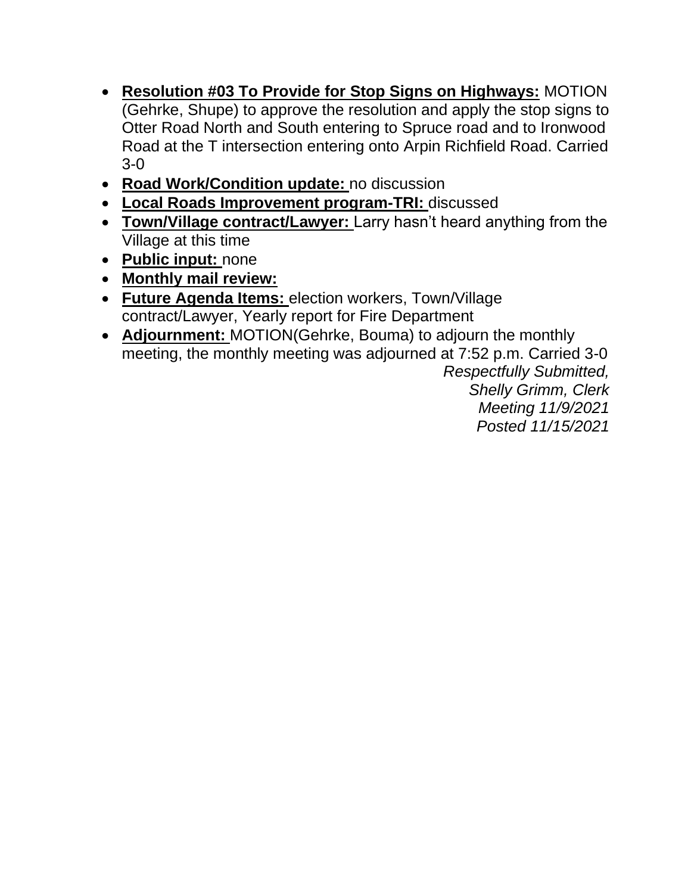- **Resolution #03 To Provide for Stop Signs on Highways:** MOTION (Gehrke, Shupe) to approve the resolution and apply the stop signs to Otter Road North and South entering to Spruce road and to Ironwood Road at the T intersection entering onto Arpin Richfield Road. Carried 3-0
- **Road Work/Condition update:** no discussion
- **Local Roads Improvement program-TRI:** discussed
- **Town/Village contract/Lawyer:** Larry hasn't heard anything from the Village at this time
- **Public input:** none
- **Monthly mail review:**
- **Future Agenda Items:** election workers, Town/Village contract/Lawyer, Yearly report for Fire Department
- **Adjournment:** MOTION(Gehrke, Bouma) to adjourn the monthly meeting, the monthly meeting was adjourned at 7:52 p.m. Carried 3-0

*Respectfully Submitted,*
*Shelly Grimm, Clerk*
*Meeting 11/9/2021*
*Posted 11/15/2021*